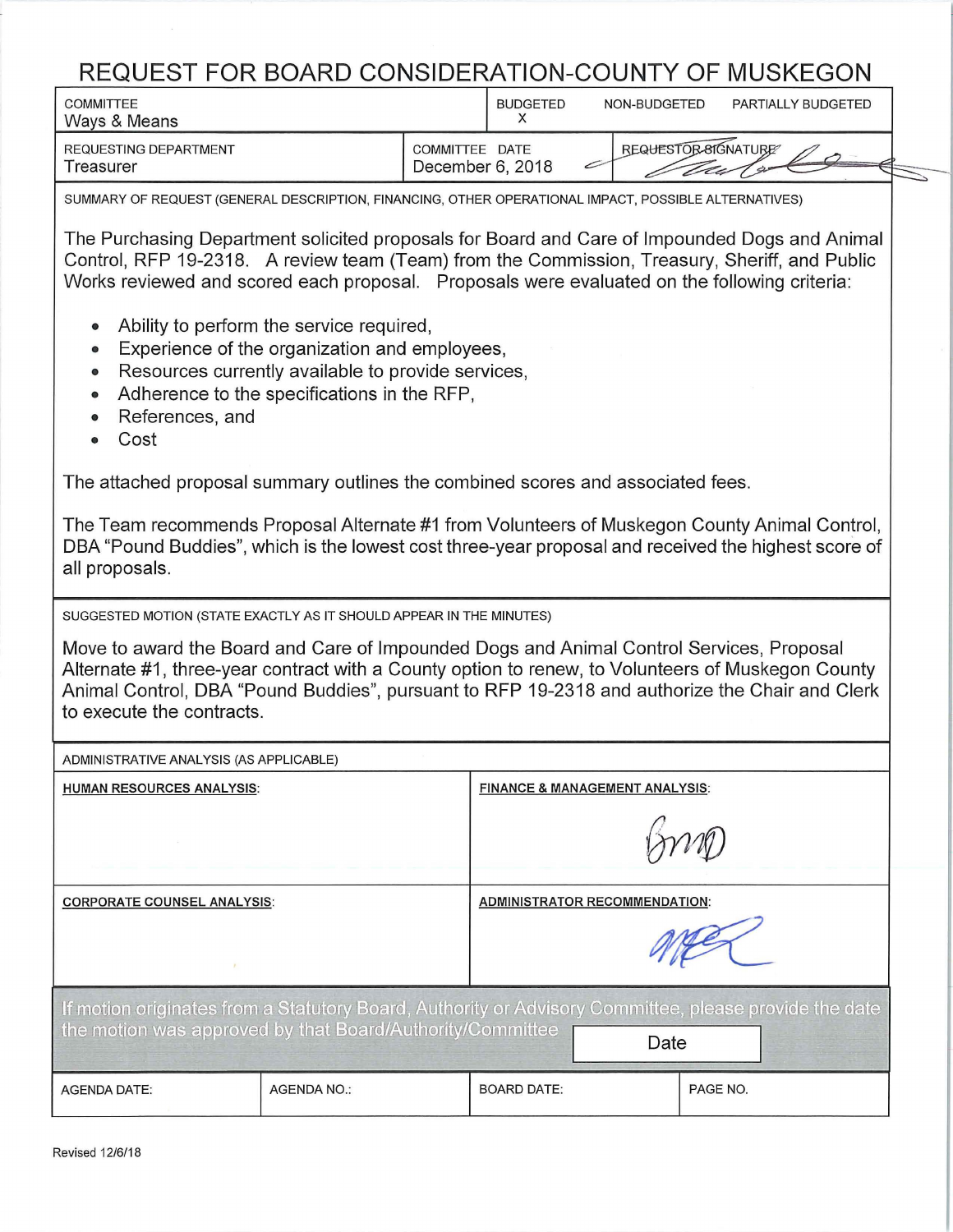# REQUEST FOR BOARD CONSIDERATION-COUNTY OF MUSKEGON

| COMMITTEE | BUDGETED | NON-BUDGETED | PARTIALLY BUDGETED |
|---|---|---|---|
| Ways & Means | X | | |

| REQUESTING DEPARTMENT | COMMITTEE DATE | REQUESTOR SIGNATURE |
|---|---|---|
| Treasurer | December 6, 2018 | |

SUMMARY OF REQUEST (GENERAL DESCRIPTION, FINANCING, OTHER OPERATIONAL IMPACT, POSSIBLE ALTERNATIVES)

The Purchasing Department solicited proposals for Board and Care of Impounded Dogs and Animal Control, RFP 19-2318. A review team (Team) from the Commission, Treasury, Sheriff, and Public Works reviewed and scored each proposal. Proposals were evaluated on the following criteria:

- Ability to perform the service required,
- Experience of the organization and employees,
- Resources currently available to provide services,
- Adherence to the specifications in the RFP,
- References, and
- Cost

The attached proposal summary outlines the combined scores and associated fees.

The Team recommends Proposal Alternate #1 from Volunteers of Muskegon County Animal Control, DBA "Pound Buddies", which is the lowest cost three-year proposal and received the highest score of all proposals.

SUGGESTED MOTION (STATE EXACTLY AS IT SHOULD APPEAR IN THE MINUTES)

Move to award the Board and Care of Impounded Dogs and Animal Control Services, Proposal Alternate #1, three-year contract with a County option to renew, to Volunteers of Muskegon County Animal Control, DBA "Pound Buddies", pursuant to RFP 19-2318 and authorize the Chair and Clerk to execute the contracts.

ADMINISTRATIVE ANALYSIS (AS APPLICABLE)

| HUMAN RESOURCES ANALYSIS: | FINANCE & MANAGEMENT ANALYSIS: |
|---|---|
| | BMD |
| **CORPORATE COUNSEL ANALYSIS:** | **ADMINISTRATOR RECOMMENDATION:** |
| | |

If motion originates from a Statutory Board, Authority or Advisory Committee, please provide the date the motion was approved by that Board/Authority/Committee: Date

| AGENDA DATE: | AGENDA NO.: | BOARD DATE: | PAGE NO. |
|---|---|---|---|

Revised 12/6/18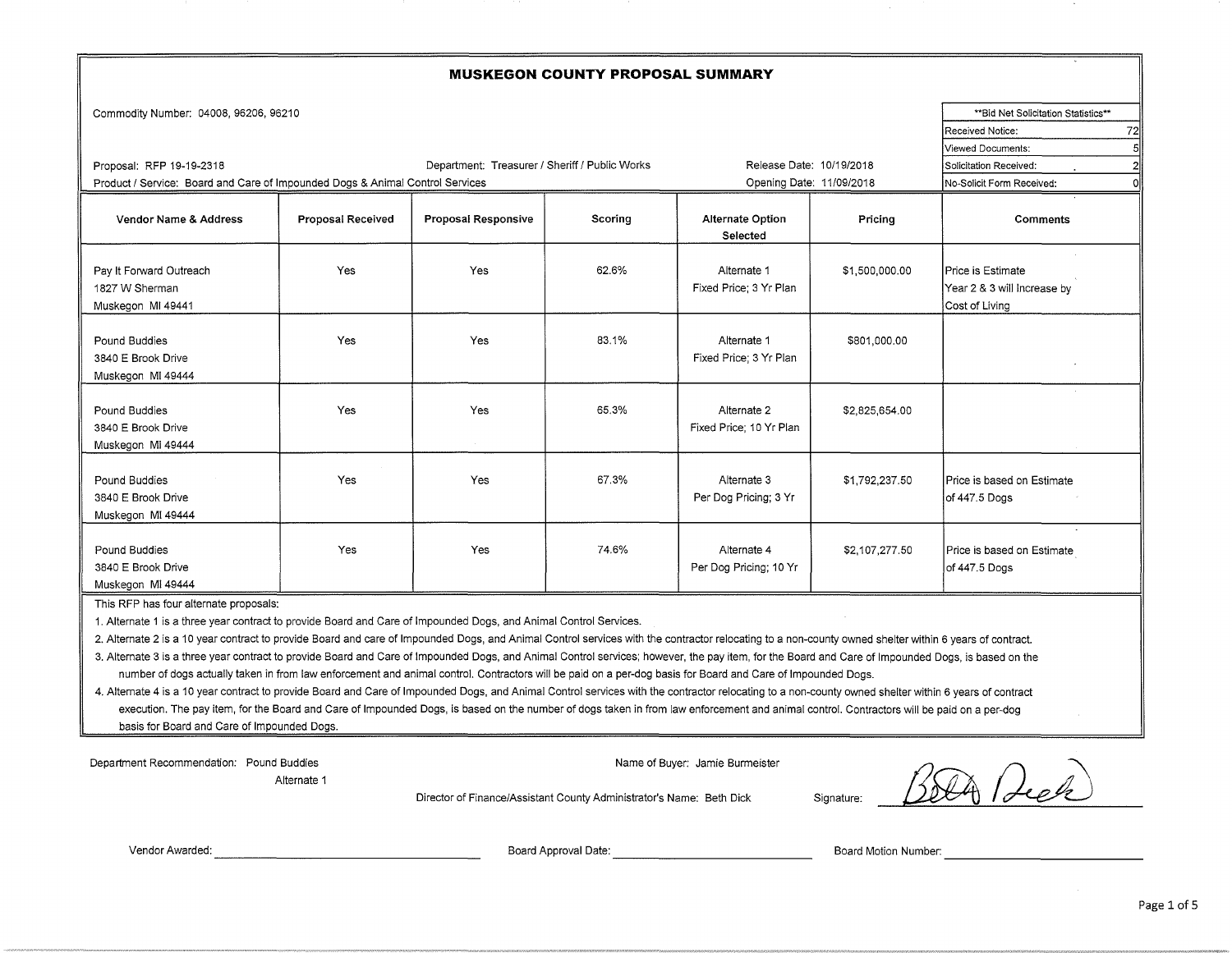# MUSKEGON COUNTY PROPOSAL SUMMARY

Commodity Number: 04008, 96206, 96210

| **Bid Net Solicitation Statistics** | |
|---|---|
| Received Notice: | 72 |
| Viewed Documents: | 5 |
| Solicitation Received: | 2 |
| No-Solicit Form Received: | 0 |

Proposal: RFP 19-19-2318 | Department: Treasurer / Sheriff / Public Works | Release Date: 10/19/2018

Product / Service: Board and Care of Impounded Dogs & Animal Control Services | Opening Date: 11/09/2018

| Vendor Name & Address | Proposal Received | Proposal Responsive | Scoring | Alternate Option Selected | Pricing | Comments |
|---|---|---|---|---|---|---|
| Pay It Forward Outreach<br>1827 W Sherman<br>Muskegon MI 49441 | Yes | Yes | 62.6% | Alternate 1<br>Fixed Price; 3 Yr Plan | $1,500,000.00 | Price is Estimate<br>Year 2 & 3 will Increase by Cost of Living |
| Pound Buddies<br>3840 E Brook Drive<br>Muskegon MI 49444 | Yes | Yes | 83.1% | Alternate 1<br>Fixed Price; 3 Yr Plan | $801,000.00 | |
| Pound Buddies<br>3840 E Brook Drive<br>Muskegon MI 49444 | Yes | Yes | 65.3% | Alternate 2<br>Fixed Price; 10 Yr Plan | $2,825,654.00 | |
| Pound Buddies<br>3840 E Brook Drive<br>Muskegon MI 49444 | Yes | Yes | 67.3% | Alternate 3<br>Per Dog Pricing; 3 Yr | $1,792,237.50 | Price is based on Estimate of 447.5 Dogs |
| Pound Buddies<br>3840 E Brook Drive<br>Muskegon MI 49444 | Yes | Yes | 74.6% | Alternate 4<br>Per Dog Pricing; 10 Yr | $2,107,277.50 | Price is based on Estimate of 447.5 Dogs |

This RFP has four alternate proposals:

1. Alternate 1 is a three year contract to provide Board and Care of Impounded Dogs, and Animal Control Services.
2. Alternate 2 is a 10 year contract to provide Board and care of Impounded Dogs, and Animal Control services with the contractor relocating to a non-county owned shelter within 6 years of contract.
3. Alternate 3 is a three year contract to provide Board and Care of Impounded Dogs, and Animal Control services; however, the pay item, for the Board and Care of Impounded Dogs, is based on the number of dogs actually taken in from law enforcement and animal control. Contractors will be paid on a per-dog basis for Board and Care of Impounded Dogs.
4. Alternate 4 is a 10 year contract to provide Board and Care of Impounded Dogs, and Animal Control services with the contractor relocating to a non-county owned shelter within 6 years of contract execution. The pay item, for the Board and Care of Impounded Dogs, is based on the number of dogs taken in from law enforcement and animal control. Contractors will be paid on a per-dog basis for Board and Care of Impounded Dogs.

Department Recommendation: Pound Buddies
Alternate 1

Name of Buyer: Jamie Burmeister

Director of Finance/Assistant County Administrator's Name: Beth Dick

Signature: Beth Dick

Vendor Awarded: ____________________ Board Approval Date: ____________________ Board Motion Number: ____________________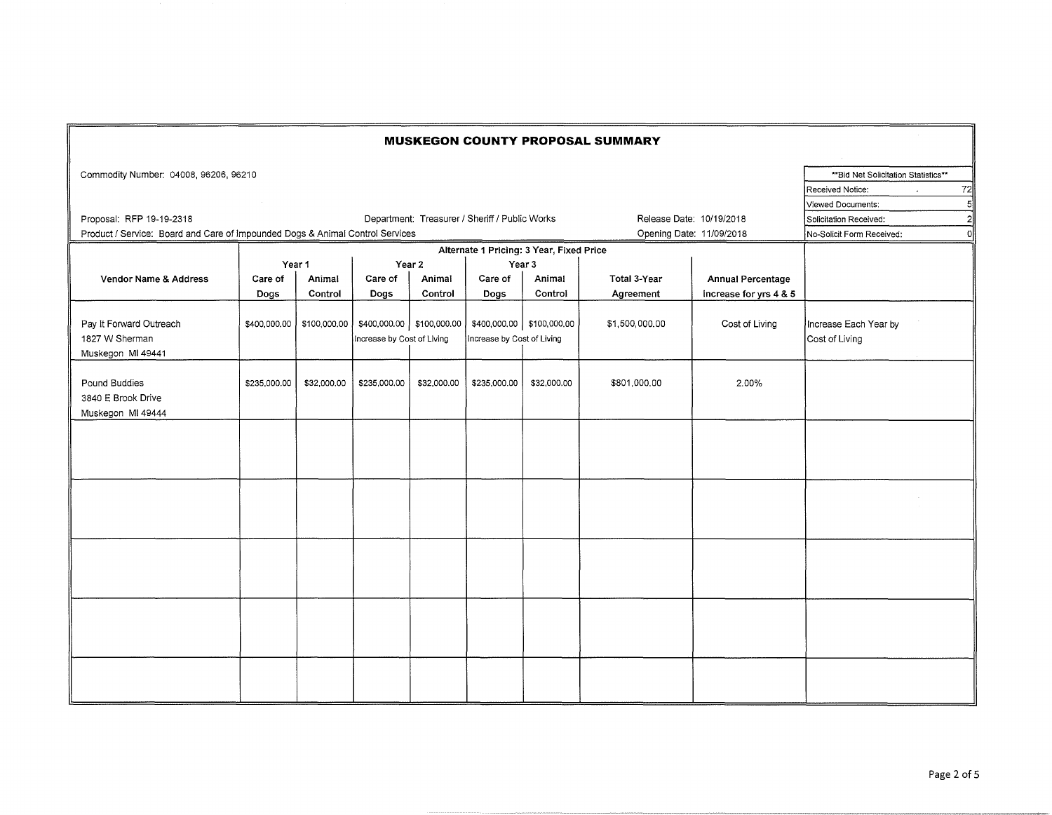# MUSKEGON COUNTY PROPOSAL SUMMARY

Commodity Number: 04008, 96206, 96210

| **Bid Net Solicitation Statistics** | |
|---|---|
| Received Notice: | 72 |
| Viewed Documents: | 5 |
| Solicitation Received: | 2 |
| No-Solicit Form Received: | 0 |

Proposal: RFP 19-19-2318

Department: Treasurer / Sheriff / Public Works

Release Date: 10/19/2018

Product / Service: Board and Care of Impounded Dogs & Animal Control Services

Opening Date: 11/09/2018

| | Alternate 1 Pricing: 3 Year, Fixed Price | | | | | | | | |
|---|---|---|---|---|---|---|---|---|---|
| | Year 1 | | Year 2 | | Year 3 | | | | |
| Vendor Name & Address | Care of Dogs | Animal Control | Care of Dogs | Animal Control | Care of Dogs | Animal Control | Total 3-Year Agreement | Annual Percentage Increase for yrs 4 & 5 | |
| Pay It Forward Outreach<br>1827 W Sherman<br>Muskegon MI 49441 | $400,000.00 | $100,000.00 | $400,000.00<br>Increase by Cost of Living | $100,000.00 | $400,000.00<br>Increase by Cost of Living | $100,000.00 | $1,500,000.00 | Cost of Living | Increase Each Year by Cost of Living |
| Pound Buddies<br>3840 E Brook Drive<br>Muskegon MI 49444 | $235,000.00 | $32,000.00 | $235,000.00 | $32,000.00 | $235,000.00 | $32,000.00 | $801,000.00 | 2.00% | |
| | | | | | | | | | |
| | | | | | | | | | |
| | | | | | | | | | |
| | | | | | | | | | |
| | | | | | | | | | |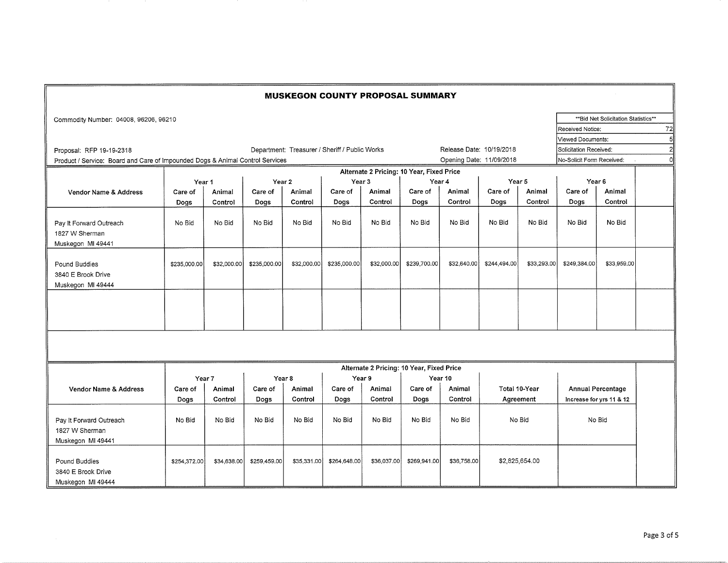# MUSKEGON COUNTY PROPOSAL SUMMARY

Commodity Number: 04008, 96206, 96210

| **Bid Net Solicitation Statistics** | |
|---|---|
| Received Notice: | 72 |
| Viewed Documents: | 5 |
| Solicitation Received: | 2 |
| No-Solicit Form Received: | 0 |

Proposal: RFP 19-19-2318

Department: Treasurer / Sheriff / Public Works

Release Date: 10/19/2018

Product / Service: Board and Care of Impounded Dogs & Animal Control Services

Opening Date: 11/09/2018

**Alternate 2 Pricing: 10 Year, Fixed Price**

| Vendor Name & Address | Year 1 | | Year 2 | | Year 3 | | Year 4 | | Year 5 | | Year 6 | |
|---|---|---|---|---|---|---|---|---|---|---|---|---|
| | Care of Dogs | Animal Control | Care of Dogs | Animal Control | Care of Dogs | Animal Control | Care of Dogs | Animal Control | Care of Dogs | Animal Control | Care of Dogs | Animal Control |
| Pay It Forward Outreach<br>1827 W Sherman<br>Muskegon MI 49441 | No Bid | No Bid | No Bid | No Bid | No Bid | No Bid | No Bid | No Bid | No Bid | No Bid | No Bid | No Bid |
| Pound Buddies<br>3840 E Brook Drive<br>Muskegon MI 49444 | $235,000.00 | $32,000.00 | $235,000.00 | $32,000.00 | $235,000.00 | $32,000.00 | $239,700.00 | $32,640.00 | $244,494.00 | $33,293.00 | $249,384.00 | $33,959.00 |

**Alternate 2 Pricing: 10 Year, Fixed Price**

| Vendor Name & Address | Year 7 | | Year 8 | | Year 9 | | Year 10 | | Total 10-Year Agreement | Annual Percentage Increase for yrs 11 & 12 |
|---|---|---|---|---|---|---|---|---|---|---|
| | Care of Dogs | Animal Control | Care of Dogs | Animal Control | Care of Dogs | Animal Control | Care of Dogs | Animal Control | | |
| Pay It Forward Outreach<br>1827 W Sherman<br>Muskegon MI 49441 | No Bid | No Bid | No Bid | No Bid | No Bid | No Bid | No Bid | No Bid | No Bid | No Bid |
| Pound Buddies<br>3840 E Brook Drive<br>Muskegon MI 49444 | $254,372.00 | $34,638.00 | $259,459.00 | $35,331.00 | $264,648.00 | $36,037.00 | $269,941.00 | $36,758.00 | $2,825,654.00 | |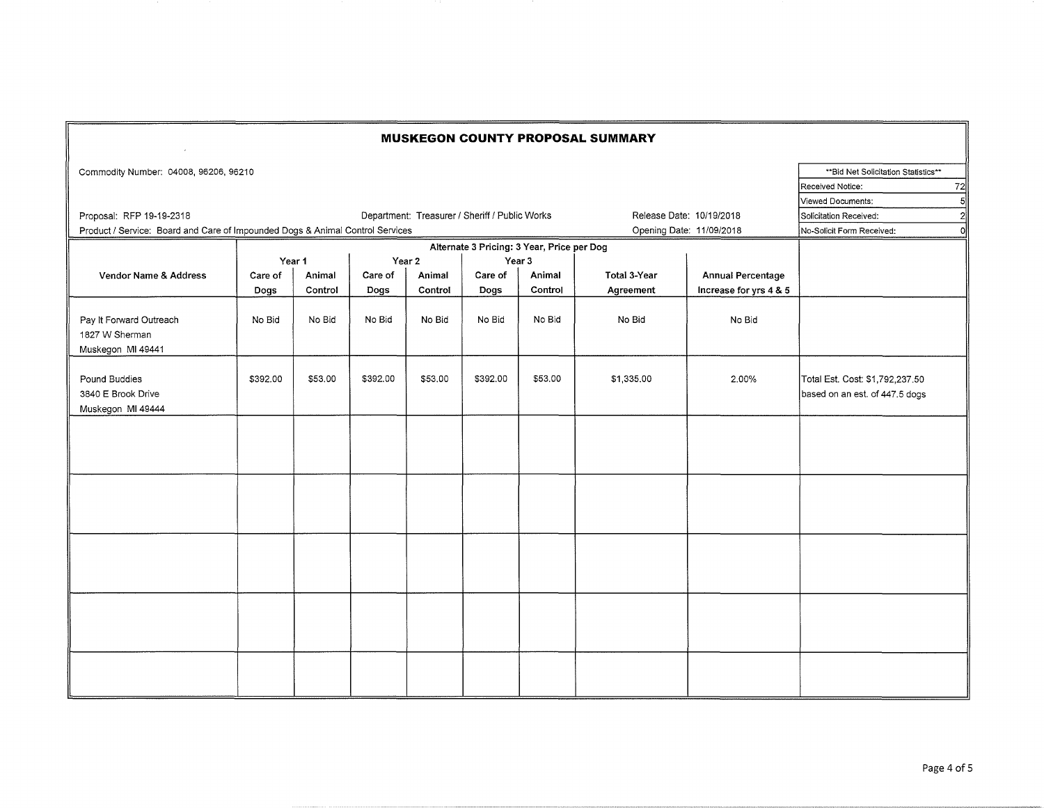# MUSKEGON COUNTY PROPOSAL SUMMARY

Commodity Number: 04008, 96206, 96210

| **Bid Net Solicitation Statistics** | |
|---|---|
| Received Notice: | 72 |
| Viewed Documents: | 5 |
| Solicitation Received: | 2 |
| No-Solicit Form Received: | 0 |

Proposal: RFP 19-19-2318

Department: Treasurer / Sheriff / Public Works

Release Date: 10/19/2018

Product / Service: Board and Care of Impounded Dogs & Animal Control Services

Opening Date: 11/09/2018

| | Alternate 3 Pricing: 3 Year, Price per Dog | | | | | | | | |
|---|---|---|---|---|---|---|---|---|---|
| | Year 1 | | Year 2 | | Year 3 | | | | |
| Vendor Name & Address | Care of Dogs | Animal Control | Care of Dogs | Animal Control | Care of Dogs | Animal Control | Total 3-Year Agreement | Annual Percentage Increase for yrs 4 & 5 | |
| Pay It Forward Outreach<br>1827 W Sherman<br>Muskegon MI 49441 | No Bid | No Bid | No Bid | No Bid | No Bid | No Bid | No Bid | No Bid | |
| Pound Buddies<br>3840 E Brook Drive<br>Muskegon MI 49444 | $392.00 | $53.00 | $392.00 | $53.00 | $392.00 | $53.00 | $1,335.00 | 2.00% | Total Est. Cost: $1,792,237.50 based on an est. of 447.5 dogs |
| | | | | | | | | | |
| | | | | | | | | | |
| | | | | | | | | | |
| | | | | | | | | | |
| | | | | | | | | | |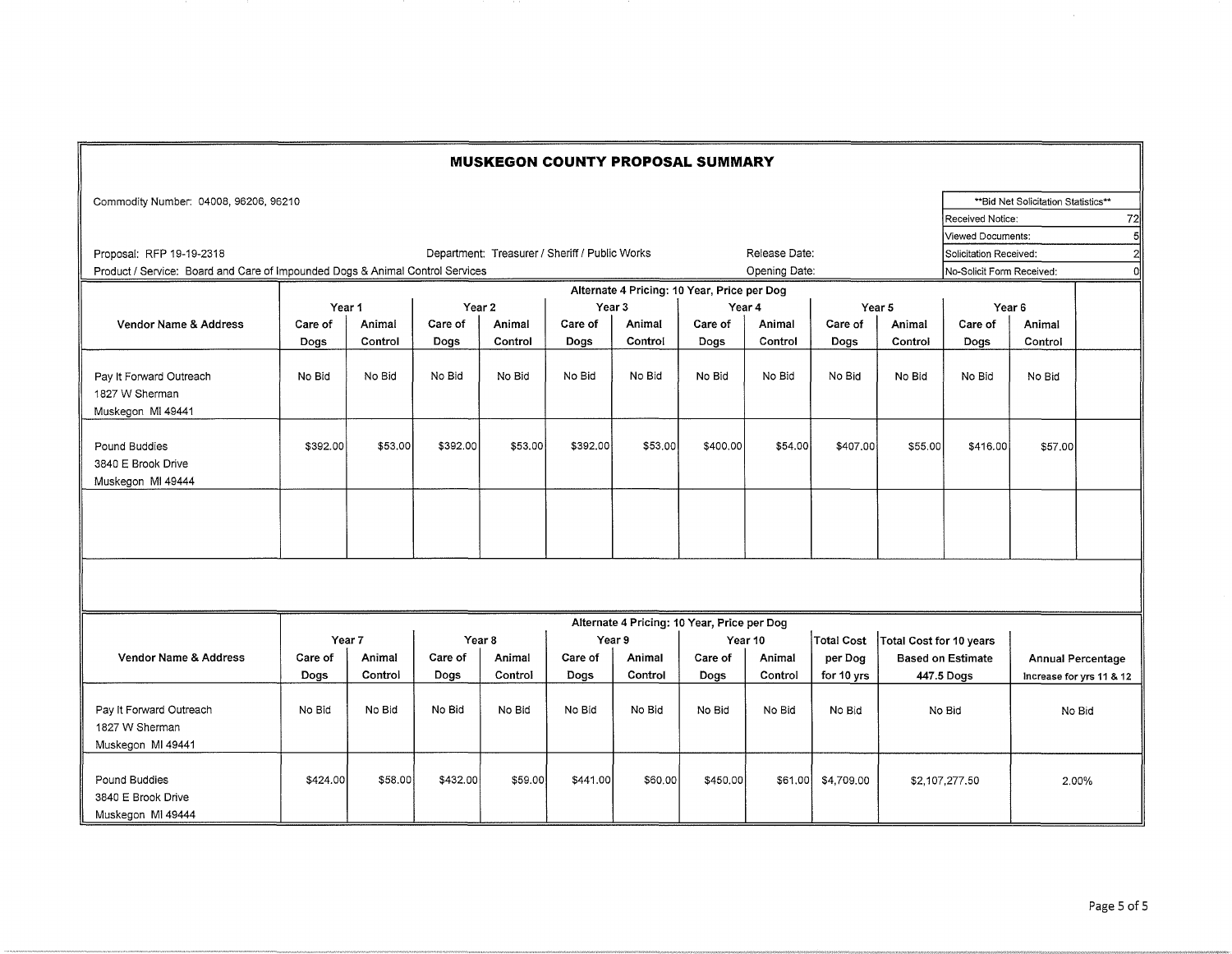# MUSKEGON COUNTY PROPOSAL SUMMARY

Commodity Number: 04008, 96206, 96210

| **Bid Net Solicitation Statistics** | |
|---|---|
| Received Notice: | 72 |
| Viewed Documents: | 5 |
| Solicitation Received: | 2 |
| No-Solicit Form Received: | 0 |

Proposal: RFP 19-19-2318

Department: Treasurer / Sheriff / Public Works

Release Date:

Product / Service: Board and Care of Impounded Dogs & Animal Control Services

Opening Date:

**Alternate 4 Pricing: 10 Year, Price per Dog**

| Vendor Name & Address | Year 1 | | Year 2 | | Year 3 | | Year 4 | | Year 5 | | Year 6 | | |
|---|---|---|---|---|---|---|---|---|---|---|---|---|---|
| | Care of Dogs | Animal Control | Care of Dogs | Animal Control | Care of Dogs | Animal Control | Care of Dogs | Animal Control | Care of Dogs | Animal Control | Care of Dogs | Animal Control | |
| Pay It Forward Outreach<br>1827 W Sherman<br>Muskegon MI 49441 | No Bid | No Bid | No Bid | No Bid | No Bid | No Bid | No Bid | No Bid | No Bid | No Bid | No Bid | No Bid | |
| Pound Buddies<br>3840 E Brook Drive<br>Muskegon MI 49444 | $392.00 | $53.00 | $392.00 | $53.00 | $392.00 | $53.00 | $400.00 | $54.00 | $407.00 | $55.00 | $416.00 | $57.00 | |
| | | | | | | | | | | | | | |

**Alternate 4 Pricing: 10 Year, Price per Dog**

| Vendor Name & Address | Year 7 | | Year 8 | | Year 9 | | Year 10 | | Total Cost per Dog for 10 yrs | Total Cost for 10 years Based on Estimate 447.5 Dogs | Annual Percentage Increase for yrs 11 & 12 |
|---|---|---|---|---|---|---|---|---|---|---|---|
| | Care of Dogs | Animal Control | Care of Dogs | Animal Control | Care of Dogs | Animal Control | Care of Dogs | Animal Control | | | |
| Pay It Forward Outreach<br>1827 W Sherman<br>Muskegon MI 49441 | No Bid | No Bid | No Bid | No Bid | No Bid | No Bid | No Bid | No Bid | No Bid | No Bid | No Bid |
| Pound Buddies<br>3840 E Brook Drive<br>Muskegon MI 49444 | $424.00 | $58.00 | $432.00 | $59.00 | $441.00 | $60.00 | $450.00 | $61.00 | $4,709.00 | $2,107,277.50 | 2.00% |